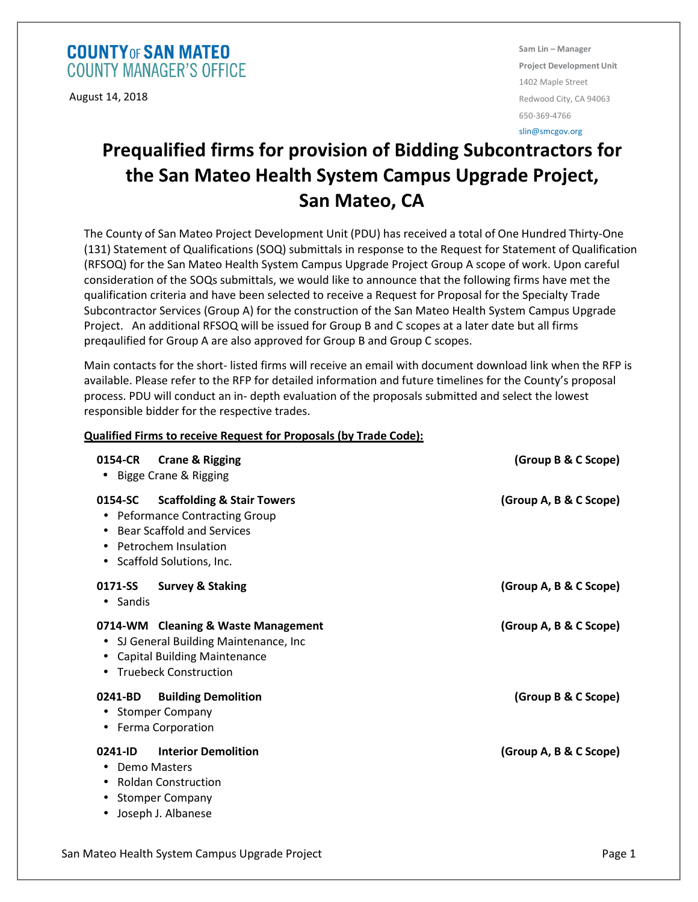COUNTY OF SAN MATEO
COUNTY MANAGER'S OFFICE

August 14, 2018

Sam Lin – Manager
Project Development Unit
1402 Maple Street
Redwood City, CA 94063
650-369-4766
slin@smcgov.org

# Prequalified firms for provision of Bidding Subcontractors for the San Mateo Health System Campus Upgrade Project, San Mateo, CA

The County of San Mateo Project Development Unit (PDU) has received a total of One Hundred Thirty-One (131) Statement of Qualifications (SOQ) submittals in response to the Request for Statement of Qualification (RFSOQ) for the San Mateo Health System Campus Upgrade Project Group A scope of work. Upon careful consideration of the SOQs submittals, we would like to announce that the following firms have met the qualification criteria and have been selected to receive a Request for Proposal for the Specialty Trade Subcontractor Services (Group A) for the construction of the San Mateo Health System Campus Upgrade Project. An additional RFSOQ will be issued for Group B and C scopes at a later date but all firms preqaulified for Group A are also approved for Group B and Group C scopes.

Main contacts for the short- listed firms will receive an email with document download link when the RFP is available. Please refer to the RFP for detailed information and future timelines for the County's proposal process. PDU will conduct an in- depth evaluation of the proposals submitted and select the lowest responsible bidder for the respective trades.

**Qualified Firms to receive Request for Proposals (by Trade Code):**

**0154-CR Crane & Rigging** **(Group B & C Scope)**
- Bigge Crane & Rigging

**0154-SC Scaffolding & Stair Towers** **(Group A, B & C Scope)**
- Peformance Contracting Group
- Bear Scaffold and Services
- Petrochem Insulation
- Scaffold Solutions, Inc.

**0171-SS Survey & Staking** **(Group A, B & C Scope)**
- Sandis

**0714-WM Cleaning & Waste Management** **(Group A, B & C Scope)**
- SJ General Building Maintenance, Inc
- Capital Building Maintenance
- Truebeck Construction

**0241-BD Building Demolition** **(Group B & C Scope)**
- Stomper Company
- Ferma Corporation

**0241-ID Interior Demolition** **(Group A, B & C Scope)**
- Demo Masters
- Roldan Construction
- Stomper Company
- Joseph J. Albanese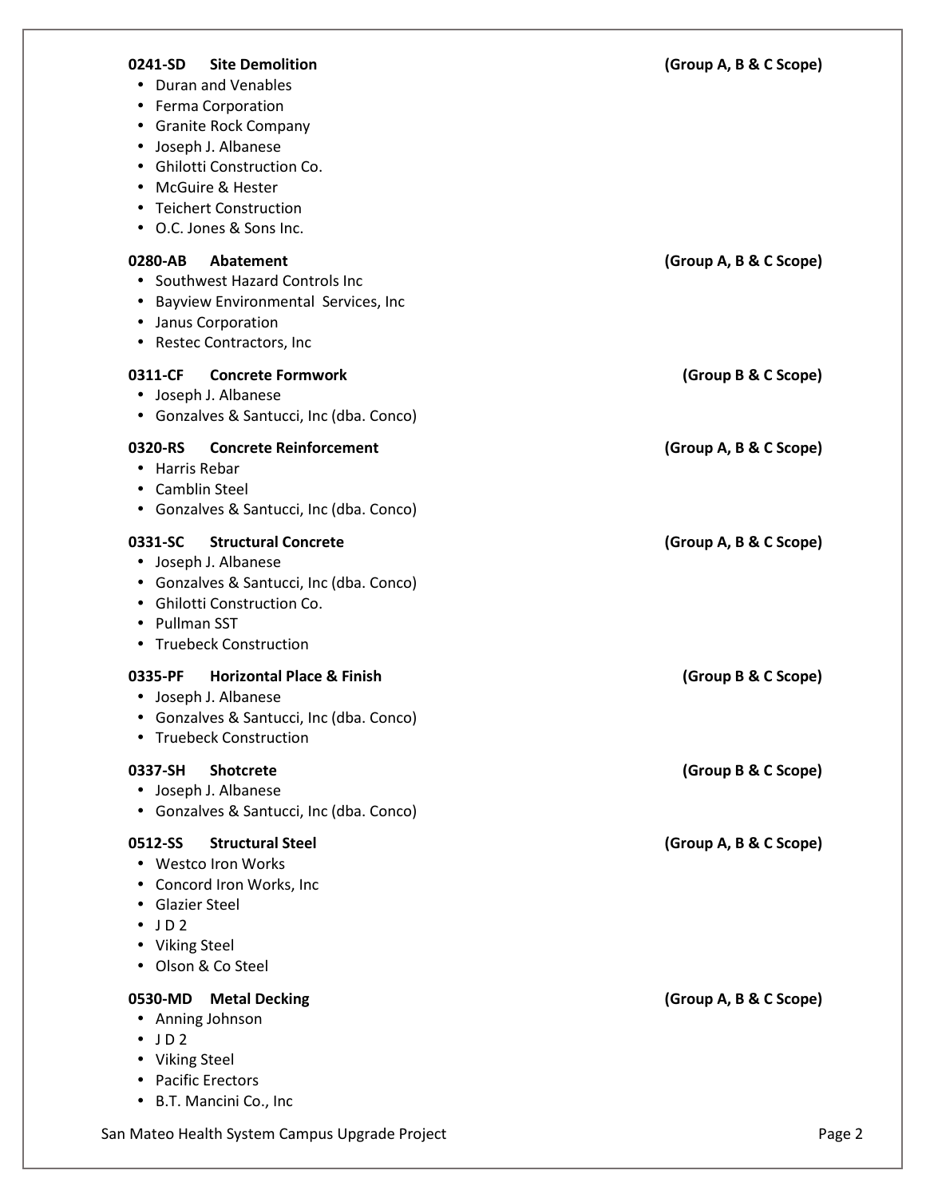**0241-SD Site Demolition** **(Group A, B & C Scope)**

- Duran and Venables
- Ferma Corporation
- Granite Rock Company
- Joseph J. Albanese
- Ghilotti Construction Co.
- McGuire & Hester
- Teichert Construction
- O.C. Jones & Sons Inc.

**0280-AB Abatement** **(Group A, B & C Scope)**

- Southwest Hazard Controls Inc
- Bayview Environmental Services, Inc
- Janus Corporation
- Restec Contractors, Inc

**0311-CF Concrete Formwork** **(Group B & C Scope)**

- Joseph J. Albanese
- Gonzalves & Santucci, Inc (dba. Conco)

**0320-RS Concrete Reinforcement** **(Group A, B & C Scope)**

- Harris Rebar
- Camblin Steel
- Gonzalves & Santucci, Inc (dba. Conco)

**0331-SC Structural Concrete** **(Group A, B & C Scope)**

- Joseph J. Albanese
- Gonzalves & Santucci, Inc (dba. Conco)
- Ghilotti Construction Co.
- Pullman SST
- Truebeck Construction

**0335-PF Horizontal Place & Finish** **(Group B & C Scope)**

- Joseph J. Albanese
- Gonzalves & Santucci, Inc (dba. Conco)
- Truebeck Construction

**0337-SH Shotcrete** **(Group B & C Scope)**

- Joseph J. Albanese
- Gonzalves & Santucci, Inc (dba. Conco)

**0512-SS Structural Steel** **(Group A, B & C Scope)**

- Westco Iron Works
- Concord Iron Works, Inc
- Glazier Steel
- J D 2
- Viking Steel
- Olson & Co Steel

**0530-MD Metal Decking** **(Group A, B & C Scope)**

- Anning Johnson
- J D 2
- Viking Steel
- Pacific Erectors
- B.T. Mancini Co., Inc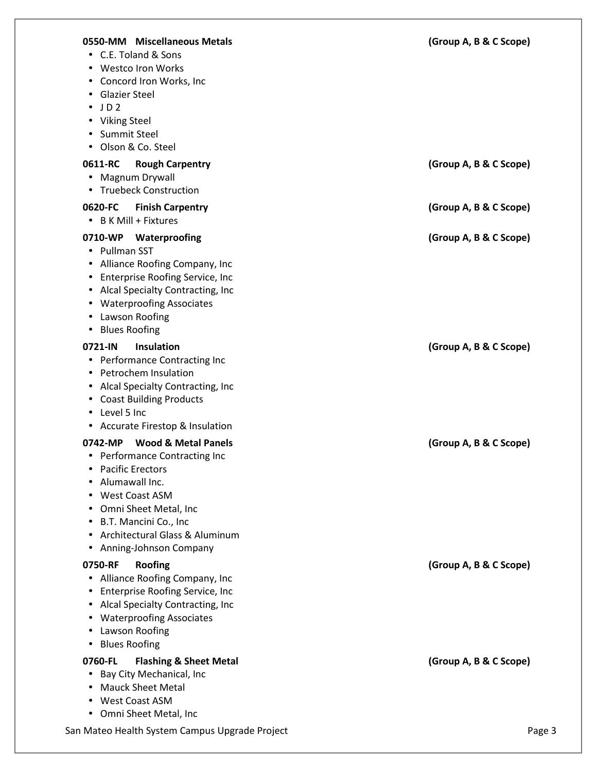**0550-MM Miscellaneous Metals** **(Group A, B & C Scope)**

- C.E. Toland & Sons
- Westco Iron Works
- Concord Iron Works, Inc
- Glazier Steel
- J D 2
- Viking Steel
- Summit Steel
- Olson & Co. Steel

**0611-RC Rough Carpentry** **(Group A, B & C Scope)**

- Magnum Drywall
- Truebeck Construction

**0620-FC Finish Carpentry** **(Group A, B & C Scope)**

- B K Mill + Fixtures

**0710-WP Waterproofing** **(Group A, B & C Scope)**

- Pullman SST
- Alliance Roofing Company, Inc
- Enterprise Roofing Service, Inc
- Alcal Specialty Contracting, Inc
- Waterproofing Associates
- Lawson Roofing
- Blues Roofing

**0721-IN Insulation** **(Group A, B & C Scope)**

- Performance Contracting Inc
- Petrochem Insulation
- Alcal Specialty Contracting, Inc
- Coast Building Products
- Level 5 Inc
- Accurate Firestop & Insulation

**0742-MP Wood & Metal Panels** **(Group A, B & C Scope)**

- Performance Contracting Inc
- Pacific Erectors
- Alumawall Inc.
- West Coast ASM
- Omni Sheet Metal, Inc
- B.T. Mancini Co., Inc
- Architectural Glass & Aluminum
- Anning-Johnson Company

**0750-RF Roofing** **(Group A, B & C Scope)**

- Alliance Roofing Company, Inc
- Enterprise Roofing Service, Inc
- Alcal Specialty Contracting, Inc
- Waterproofing Associates
- Lawson Roofing
- Blues Roofing

**0760-FL Flashing & Sheet Metal** **(Group A, B & C Scope)**

- Bay City Mechanical, Inc
- Mauck Sheet Metal
- West Coast ASM
- Omni Sheet Metal, Inc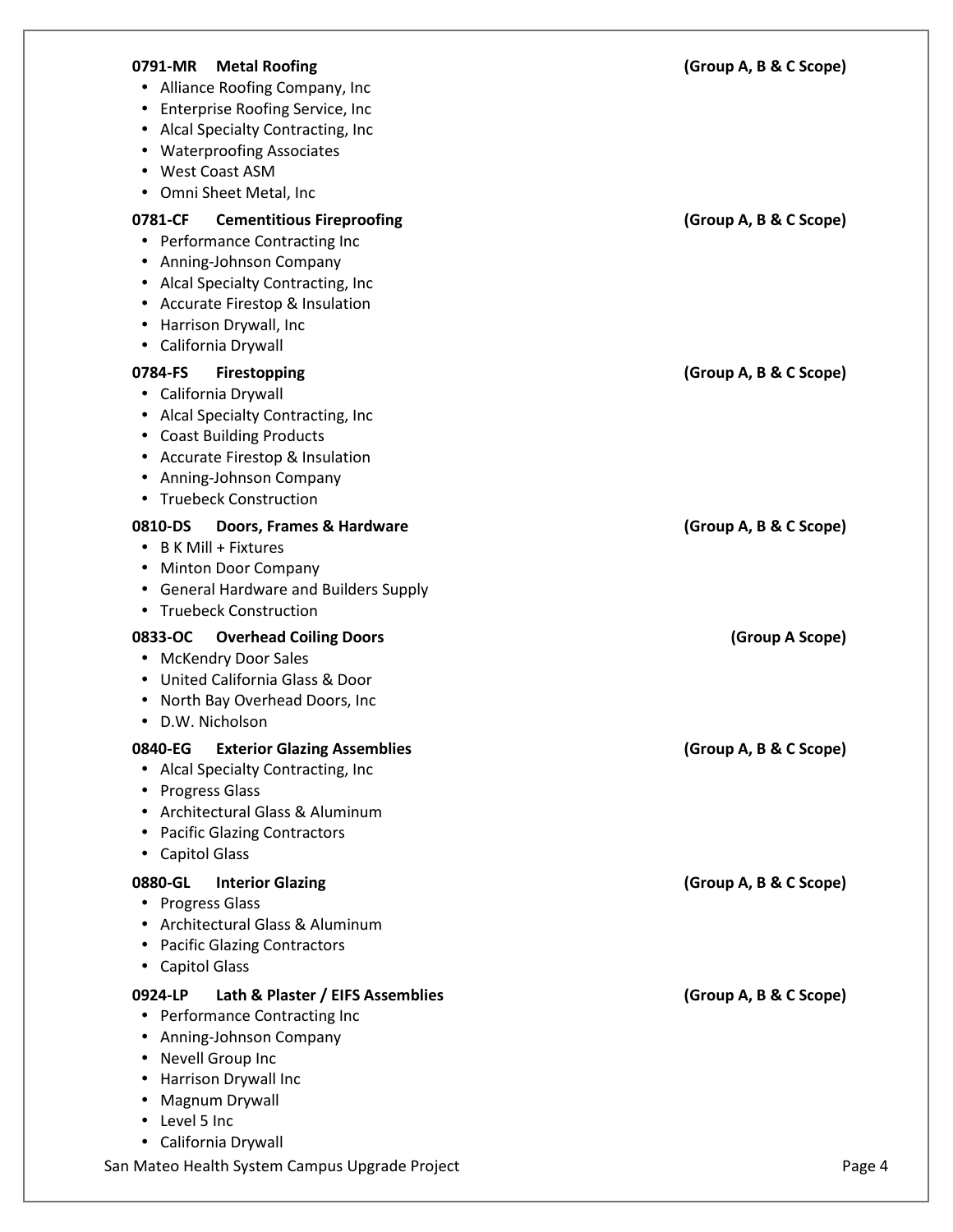**0791-MR Metal Roofing** **(Group A, B & C Scope)**

- Alliance Roofing Company, Inc
- Enterprise Roofing Service, Inc
- Alcal Specialty Contracting, Inc
- Waterproofing Associates
- West Coast ASM
- Omni Sheet Metal, Inc

**0781-CF Cementitious Fireproofing** **(Group A, B & C Scope)**

- Performance Contracting Inc
- Anning-Johnson Company
- Alcal Specialty Contracting, Inc
- Accurate Firestop & Insulation
- Harrison Drywall, Inc
- California Drywall

**0784-FS Firestopping** **(Group A, B & C Scope)**

- California Drywall
- Alcal Specialty Contracting, Inc
- Coast Building Products
- Accurate Firestop & Insulation
- Anning-Johnson Company
- Truebeck Construction

**0810-DS Doors, Frames & Hardware** **(Group A, B & C Scope)**

- B K Mill + Fixtures
- Minton Door Company
- General Hardware and Builders Supply
- Truebeck Construction

**0833-OC Overhead Coiling Doors** **(Group A Scope)**

- McKendry Door Sales
- United California Glass & Door
- North Bay Overhead Doors, Inc
- D.W. Nicholson

**0840-EG Exterior Glazing Assemblies** **(Group A, B & C Scope)**

- Alcal Specialty Contracting, Inc
- Progress Glass
- Architectural Glass & Aluminum
- Pacific Glazing Contractors
- Capitol Glass

**0880-GL Interior Glazing** **(Group A, B & C Scope)**

- Progress Glass
- Architectural Glass & Aluminum
- Pacific Glazing Contractors
- Capitol Glass

**0924-LP Lath & Plaster / EIFS Assemblies** **(Group A, B & C Scope)**

- Performance Contracting Inc
- Anning-Johnson Company
- Nevell Group Inc
- Harrison Drywall Inc
- Magnum Drywall
- Level 5 Inc
- California Drywall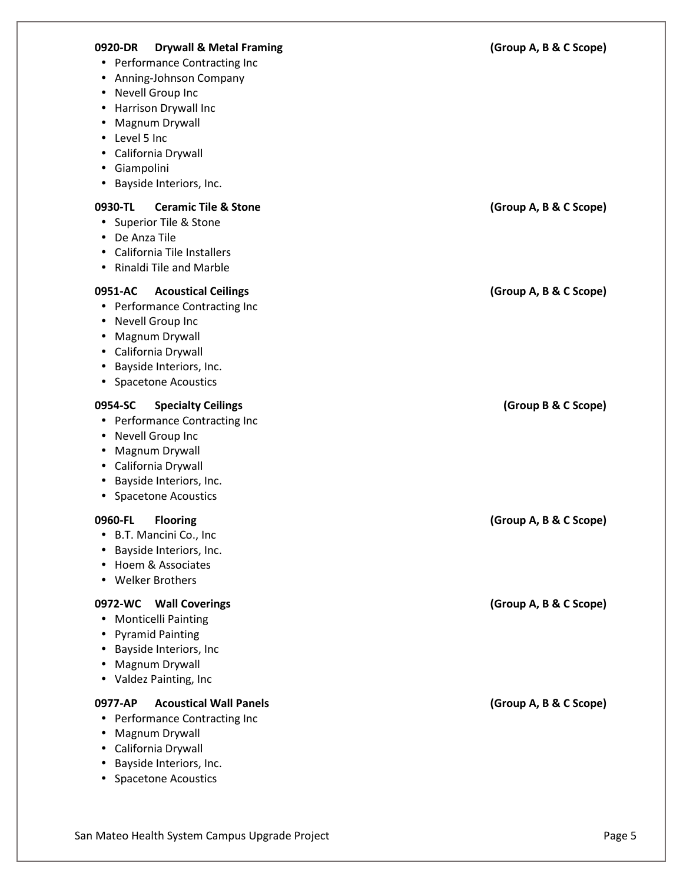**0920-DR Drywall & Metal Framing** **(Group A, B & C Scope)**

- Performance Contracting Inc
- Anning-Johnson Company
- Nevell Group Inc
- Harrison Drywall Inc
- Magnum Drywall
- Level 5 Inc
- California Drywall
- Giampolini
- Bayside Interiors, Inc.

**0930-TL Ceramic Tile & Stone** **(Group A, B & C Scope)**

- Superior Tile & Stone
- De Anza Tile
- California Tile Installers
- Rinaldi Tile and Marble

**0951-AC Acoustical Ceilings** **(Group A, B & C Scope)**

- Performance Contracting Inc
- Nevell Group Inc
- Magnum Drywall
- California Drywall
- Bayside Interiors, Inc.
- Spacetone Acoustics

**0954-SC Specialty Ceilings** **(Group B & C Scope)**

- Performance Contracting Inc
- Nevell Group Inc
- Magnum Drywall
- California Drywall
- Bayside Interiors, Inc.
- Spacetone Acoustics

**0960-FL Flooring** **(Group A, B & C Scope)**

- B.T. Mancini Co., Inc
- Bayside Interiors, Inc.
- Hoem & Associates
- Welker Brothers

**0972-WC Wall Coverings** **(Group A, B & C Scope)**

- Monticelli Painting
- Pyramid Painting
- Bayside Interiors, Inc
- Magnum Drywall
- Valdez Painting, Inc

**0977-AP Acoustical Wall Panels** **(Group A, B & C Scope)**

- Performance Contracting Inc
- Magnum Drywall
- California Drywall
- Bayside Interiors, Inc.
- Spacetone Acoustics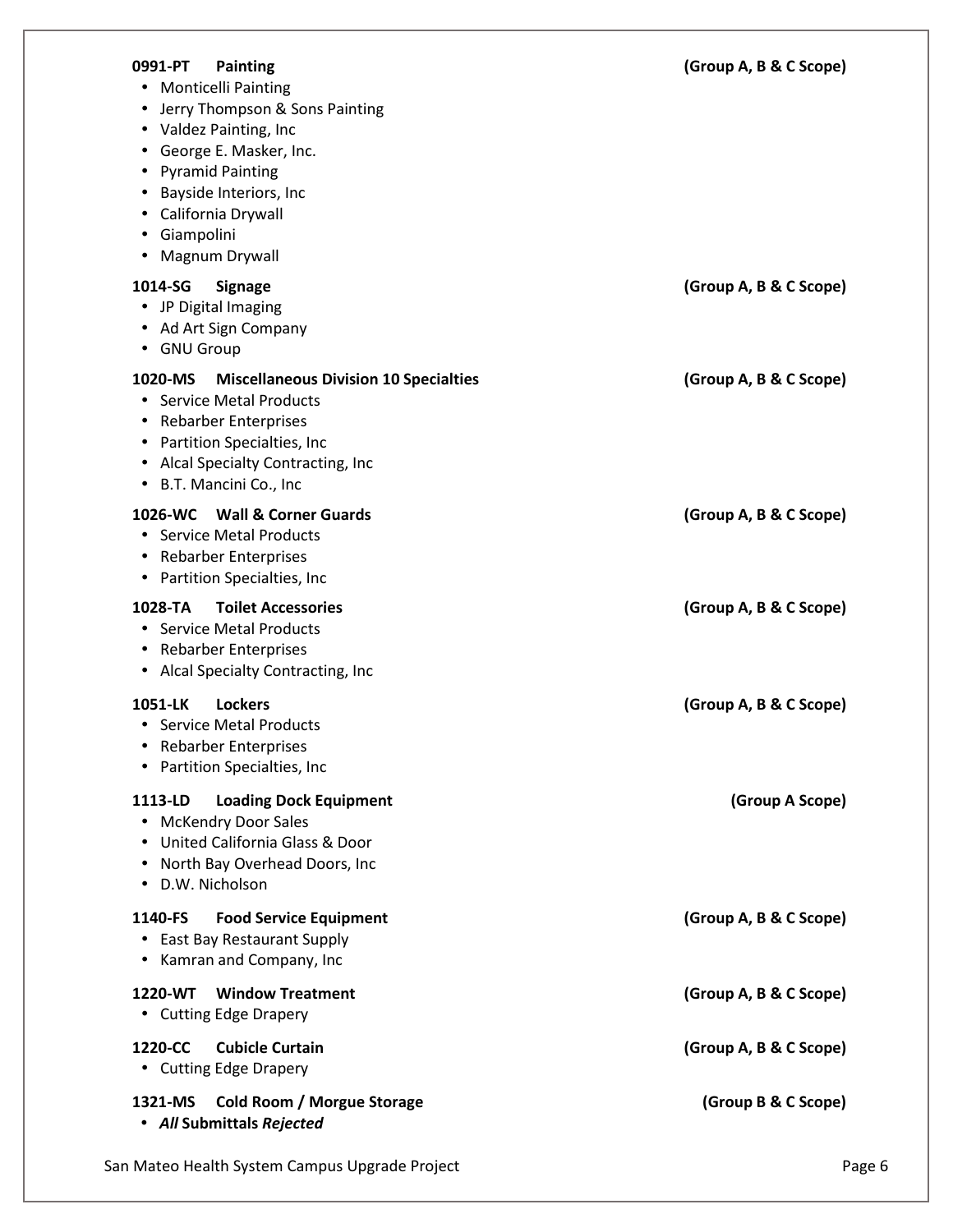**0991-PT Painting** **(Group A, B & C Scope)**

- Monticelli Painting
- Jerry Thompson & Sons Painting
- Valdez Painting, Inc
- George E. Masker, Inc.
- Pyramid Painting
- Bayside Interiors, Inc
- California Drywall
- Giampolini
- Magnum Drywall

**1014-SG Signage** **(Group A, B & C Scope)**

- JP Digital Imaging
- Ad Art Sign Company
- GNU Group

**1020-MS Miscellaneous Division 10 Specialties** **(Group A, B & C Scope)**

- Service Metal Products
- Rebarber Enterprises
- Partition Specialties, Inc
- Alcal Specialty Contracting, Inc
- B.T. Mancini Co., Inc

**1026-WC Wall & Corner Guards** **(Group A, B & C Scope)**

- Service Metal Products
- Rebarber Enterprises
- Partition Specialties, Inc

**1028-TA Toilet Accessories** **(Group A, B & C Scope)**

- Service Metal Products
- Rebarber Enterprises
- Alcal Specialty Contracting, Inc

**1051-LK Lockers** **(Group A, B & C Scope)**

- Service Metal Products
- Rebarber Enterprises
- Partition Specialties, Inc

**1113-LD Loading Dock Equipment** **(Group A Scope)**

- McKendry Door Sales
- United California Glass & Door
- North Bay Overhead Doors, Inc
- D.W. Nicholson

**1140-FS Food Service Equipment** **(Group A, B & C Scope)**

- East Bay Restaurant Supply
- Kamran and Company, Inc

**1220-WT Window Treatment** **(Group A, B & C Scope)**

- Cutting Edge Drapery

**1220-CC Cubicle Curtain** **(Group A, B & C Scope)**

- Cutting Edge Drapery

**1321-MS Cold Room / Morgue Storage** **(Group B & C Scope)**

- ***All* Submittals *Rejected***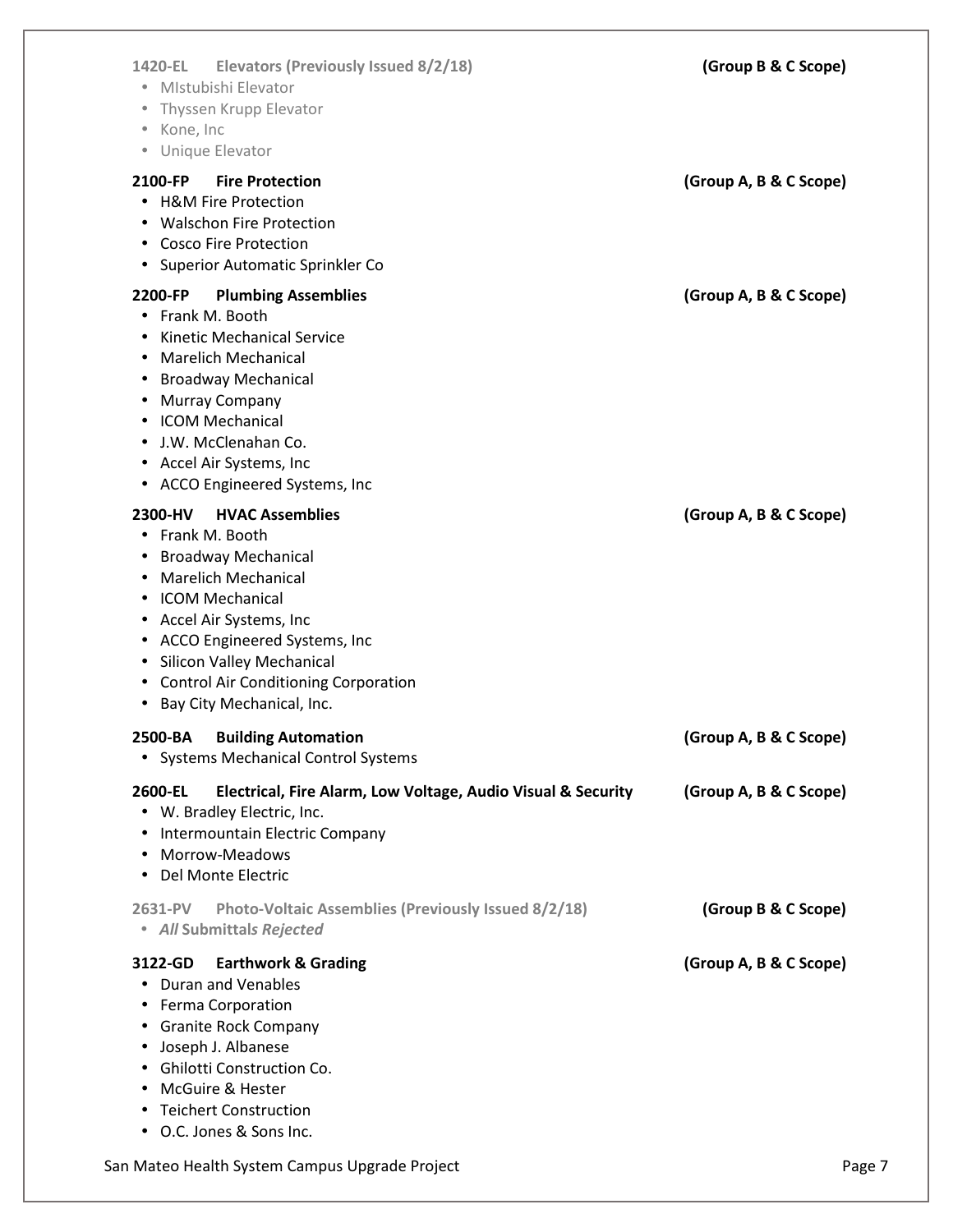**1420-EL Elevators (Previously Issued 8/2/18)** **(Group B & C Scope)**

- MIstubishi Elevator
- Thyssen Krupp Elevator
- Kone, Inc
- Unique Elevator

**2100-FP Fire Protection** **(Group A, B & C Scope)**

- H&M Fire Protection
- Walschon Fire Protection
- Cosco Fire Protection
- Superior Automatic Sprinkler Co

**2200-FP Plumbing Assemblies** **(Group A, B & C Scope)**

- Frank M. Booth
- Kinetic Mechanical Service
- Marelich Mechanical
- Broadway Mechanical
- Murray Company
- ICOM Mechanical
- J.W. McClenahan Co.
- Accel Air Systems, Inc
- ACCO Engineered Systems, Inc

**2300-HV HVAC Assemblies** **(Group A, B & C Scope)**

- Frank M. Booth
- Broadway Mechanical
- Marelich Mechanical
- ICOM Mechanical
- Accel Air Systems, Inc
- ACCO Engineered Systems, Inc
- Silicon Valley Mechanical
- Control Air Conditioning Corporation
- Bay City Mechanical, Inc.

**2500-BA Building Automation** **(Group A, B & C Scope)**

- Systems Mechanical Control Systems

**2600-EL Electrical, Fire Alarm, Low Voltage, Audio Visual & Security** **(Group A, B & C Scope)**

- W. Bradley Electric, Inc.
- Intermountain Electric Company
- Morrow-Meadows
- Del Monte Electric

**2631-PV Photo-Voltaic Assemblies (Previously Issued 8/2/18)** **(Group B & C Scope)**

- ***All* Submittals *Rejected***

**3122-GD Earthwork & Grading** **(Group A, B & C Scope)**

- Duran and Venables
- Ferma Corporation
- Granite Rock Company
- Joseph J. Albanese
- Ghilotti Construction Co.
- McGuire & Hester
- Teichert Construction
- O.C. Jones & Sons Inc.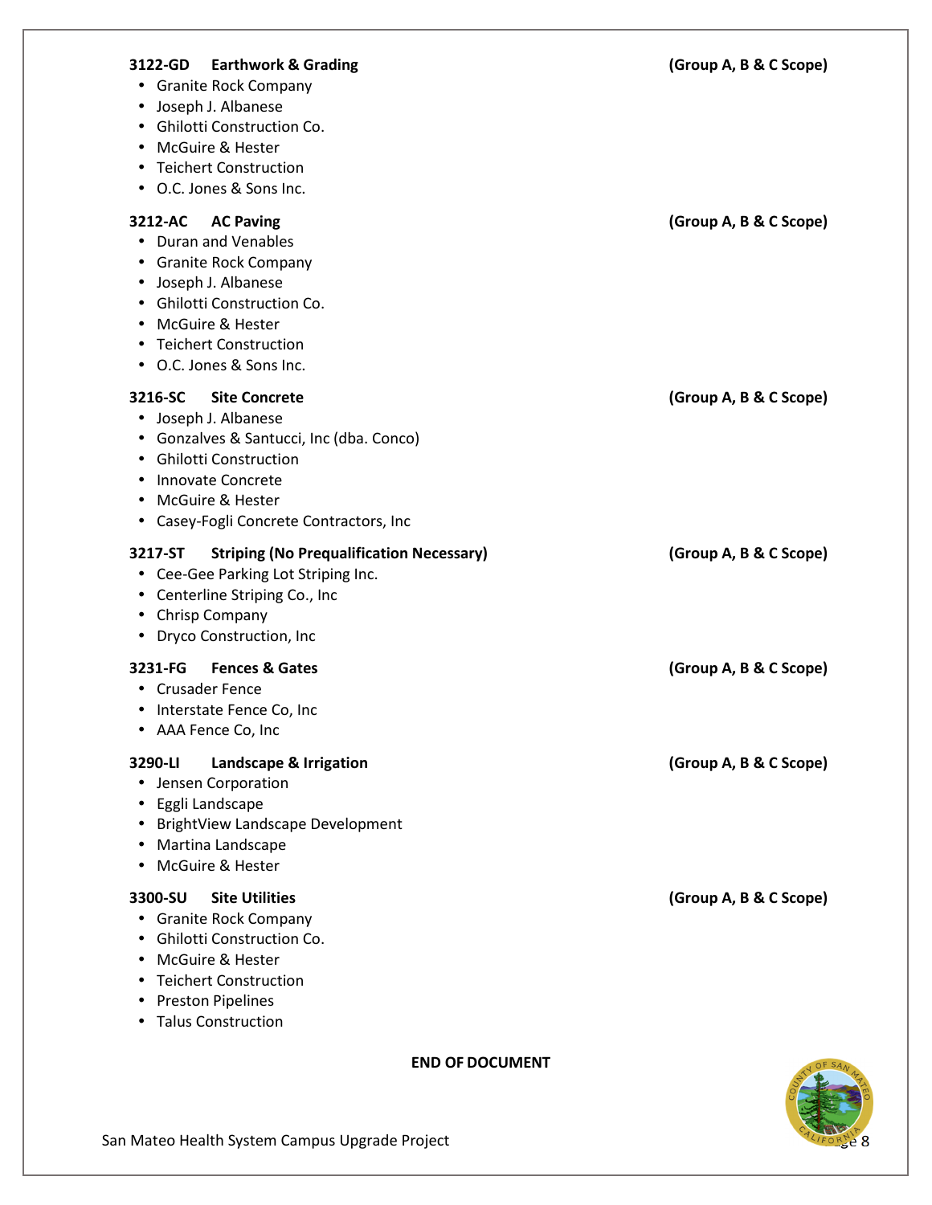**3122-GD Earthwork & Grading** **(Group A, B & C Scope)**

- Granite Rock Company
- Joseph J. Albanese
- Ghilotti Construction Co.
- McGuire & Hester
- Teichert Construction
- O.C. Jones & Sons Inc.

**3212-AC AC Paving** **(Group A, B & C Scope)**

- Duran and Venables
- Granite Rock Company
- Joseph J. Albanese
- Ghilotti Construction Co.
- McGuire & Hester
- Teichert Construction
- O.C. Jones & Sons Inc.

**3216-SC Site Concrete** **(Group A, B & C Scope)**

- Joseph J. Albanese
- Gonzalves & Santucci, Inc (dba. Conco)
- Ghilotti Construction
- Innovate Concrete
- McGuire & Hester
- Casey-Fogli Concrete Contractors, Inc

**3217-ST Striping (No Prequalification Necessary)** **(Group A, B & C Scope)**

- Cee-Gee Parking Lot Striping Inc.
- Centerline Striping Co., Inc
- Chrisp Company
- Dryco Construction, Inc

**3231-FG Fences & Gates** **(Group A, B & C Scope)**

- Crusader Fence
- Interstate Fence Co, Inc
- AAA Fence Co, Inc

**3290-LI Landscape & Irrigation** **(Group A, B & C Scope)**

- Jensen Corporation
- Eggli Landscape
- BrightView Landscape Development
- Martina Landscape
- McGuire & Hester

**3300-SU Site Utilities** **(Group A, B & C Scope)**

- Granite Rock Company
- Ghilotti Construction Co.
- McGuire & Hester
- Teichert Construction
- Preston Pipelines
- Talus Construction

**END OF DOCUMENT**